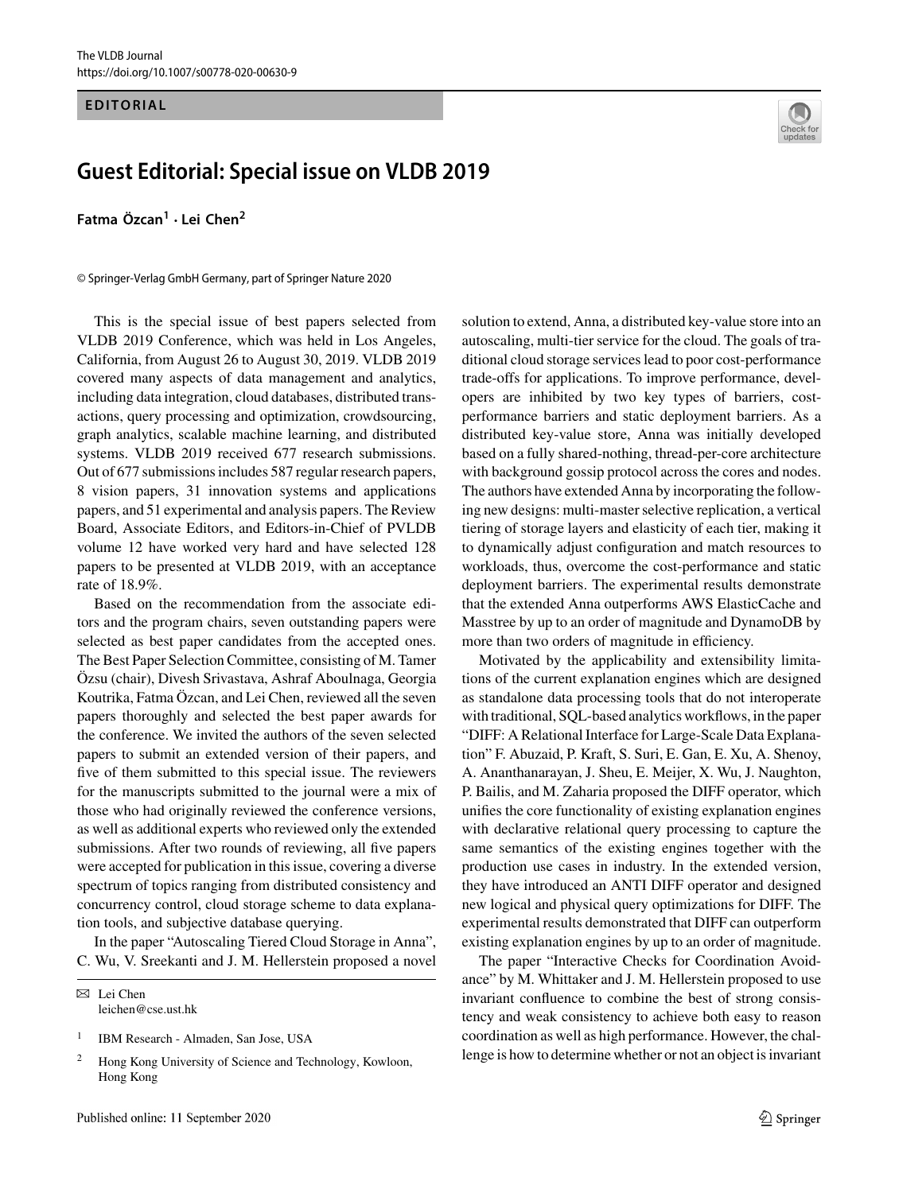EDITORIAL

# Guest Editorial: Special issue on VLDB 2019

**Fatma Özcan[1] · Lei Chen[2]**

© Springer-Verlag GmbH Germany, part of Springer Nature 2020

This is the special issue of best papers selected from VLDB 2019 Conference, which was held in Los Angeles, California, from August 26 to August 30, 2019. VLDB 2019 covered many aspects of data management and analytics, including data integration, cloud databases, distributed transactions, query processing and optimization, crowdsourcing, graph analytics, scalable machine learning, and distributed systems. VLDB 2019 received 677 research submissions. Out of 677 submissions includes 587 regular research papers, 8 vision papers, 31 innovation systems and applications papers, and 51 experimental and analysis papers. The Review Board, Associate Editors, and Editors-in-Chief of PVLDB volume 12 have worked very hard and have selected 128 papers to be presented at VLDB 2019, with an acceptance rate of 18.9%.

Based on the recommendation from the associate editors and the program chairs, seven outstanding papers were selected as best paper candidates from the accepted ones. The Best Paper Selection Committee, consisting of M. Tamer Özsu (chair), Divesh Srivastava, Ashraf Aboulnaga, Georgia Koutrika, Fatma Özcan, and Lei Chen, reviewed all the seven papers thoroughly and selected the best paper awards for the conference. We invited the authors of the seven selected papers to submit an extended version of their papers, and five of them submitted to this special issue. The reviewers for the manuscripts submitted to the journal were a mix of those who had originally reviewed the conference versions, as well as additional experts who reviewed only the extended submissions. After two rounds of reviewing, all five papers were accepted for publication in this issue, covering a diverse spectrum of topics ranging from distributed consistency and concurrency control, cloud storage scheme to data explanation tools, and subjective database querying.

In the paper "Autoscaling Tiered Cloud Storage in Anna", C. Wu, V. Sreekanti and J. M. Hellerstein proposed a novel solution to extend, Anna, a distributed key-value store into an autoscaling, multi-tier service for the cloud. The goals of traditional cloud storage services lead to poor cost-performance trade-offs for applications. To improve performance, developers are inhibited by two key types of barriers, cost-performance barriers and static deployment barriers. As a distributed key-value store, Anna was initially developed based on a fully shared-nothing, thread-per-core architecture with background gossip protocol across the cores and nodes. The authors have extended Anna by incorporating the following new designs: multi-master selective replication, a vertical tiering of storage layers and elasticity of each tier, making it to dynamically adjust configuration and match resources to workloads, thus, overcome the cost-performance and static deployment barriers. The experimental results demonstrate that the extended Anna outperforms AWS ElasticCache and Masstree by up to an order of magnitude and DynamoDB by more than two orders of magnitude in efficiency.

Motivated by the applicability and extensibility limitations of the current explanation engines which are designed as standalone data processing tools that do not interoperate with traditional, SQL-based analytics workflows, in the paper "DIFF: A Relational Interface for Large-Scale Data Explanation" F. Abuzaid, P. Kraft, S. Suri, E. Gan, E. Xu, A. Shenoy, A. Ananthanarayan, J. Sheu, E. Meijer, X. Wu, J. Naughton, P. Bailis, and M. Zaharia proposed the DIFF operator, which unifies the core functionality of existing explanation engines with declarative relational query processing to capture the same semantics of the existing engines together with the production use cases in industry. In the extended version, they have introduced an ANTI DIFF operator and designed new logical and physical query optimizations for DIFF. The experimental results demonstrated that DIFF can outperform existing explanation engines by up to an order of magnitude.

The paper "Interactive Checks for Coordination Avoidance" by M. Whittaker and J. M. Hellerstein proposed to use invariant confluence to combine the best of strong consistency and weak consistency to achieve both easy to reason coordination as well as high performance. However, the challenge is how to determine whether or not an object is invariant

✉ Lei Chen
leichen@cse.ust.hk

[1] IBM Research - Almaden, San Jose, USA

[2] Hong Kong University of Science and Technology, Kowloon, Hong Kong

Published online: 11 September 2020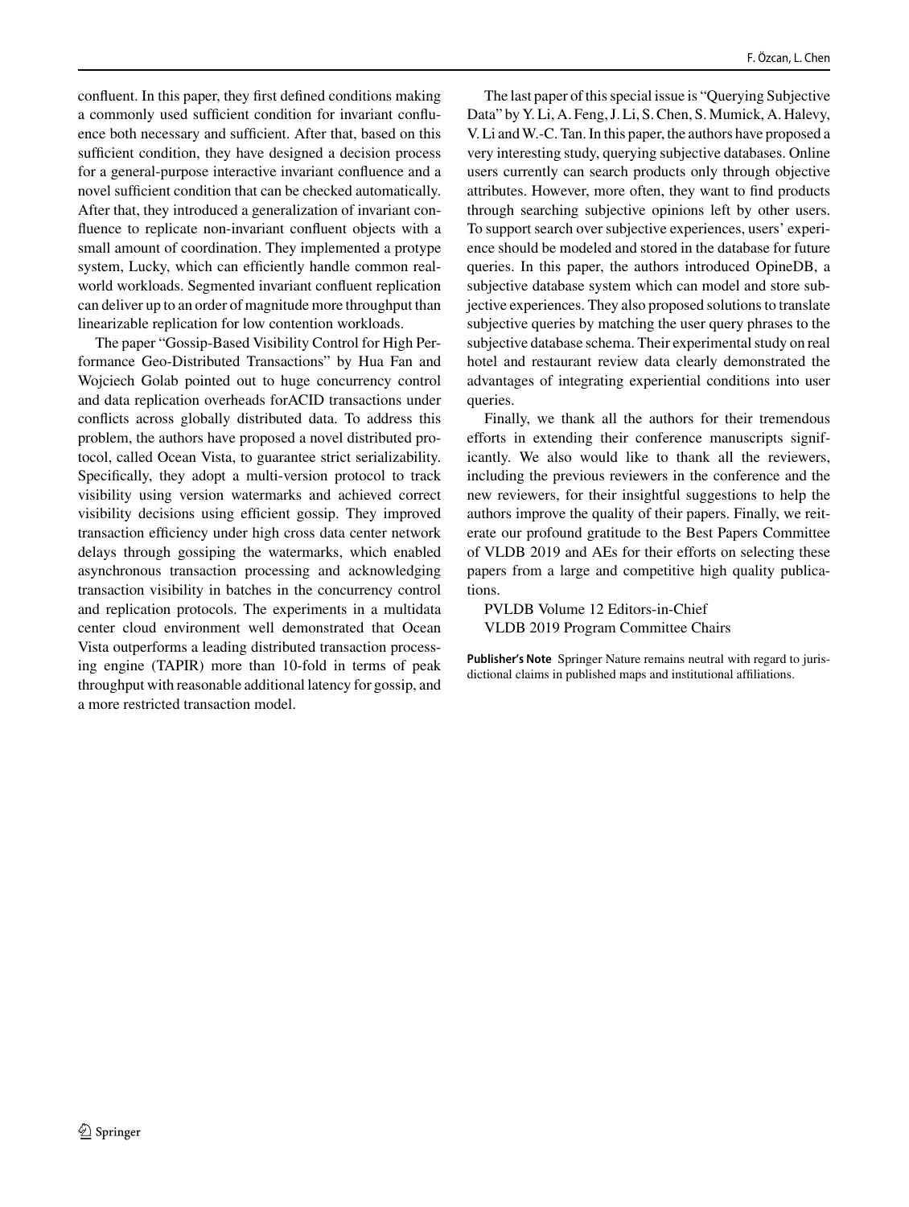confluent. In this paper, they first defined conditions making a commonly used sufficient condition for invariant confluence both necessary and sufficient. After that, based on this sufficient condition, they have designed a decision process for a general-purpose interactive invariant confluence and a novel sufficient condition that can be checked automatically. After that, they introduced a generalization of invariant confluence to replicate non-invariant confluent objects with a small amount of coordination. They implemented a protype system, Lucky, which can efficiently handle common real-world workloads. Segmented invariant confluent replication can deliver up to an order of magnitude more throughput than linearizable replication for low contention workloads.

The paper "Gossip-Based Visibility Control for High Performance Geo-Distributed Transactions" by Hua Fan and Wojciech Golab pointed out to huge concurrency control and data replication overheads forACID transactions under conflicts across globally distributed data. To address this problem, the authors have proposed a novel distributed protocol, called Ocean Vista, to guarantee strict serializability. Specifically, they adopt a multi-version protocol to track visibility using version watermarks and achieved correct visibility decisions using efficient gossip. They improved transaction efficiency under high cross data center network delays through gossiping the watermarks, which enabled asynchronous transaction processing and acknowledging transaction visibility in batches in the concurrency control and replication protocols. The experiments in a multidata center cloud environment well demonstrated that Ocean Vista outperforms a leading distributed transaction processing engine (TAPIR) more than 10-fold in terms of peak throughput with reasonable additional latency for gossip, and a more restricted transaction model.

The last paper of this special issue is "Querying Subjective Data" by Y. Li, A. Feng, J. Li, S. Chen, S. Mumick, A. Halevy, V. Li and W.-C. Tan. In this paper, the authors have proposed a very interesting study, querying subjective databases. Online users currently can search products only through objective attributes. However, more often, they want to find products through searching subjective opinions left by other users. To support search over subjective experiences, users' experience should be modeled and stored in the database for future queries. In this paper, the authors introduced OpineDB, a subjective database system which can model and store subjective experiences. They also proposed solutions to translate subjective queries by matching the user query phrases to the subjective database schema. Their experimental study on real hotel and restaurant review data clearly demonstrated the advantages of integrating experiential conditions into user queries.

Finally, we thank all the authors for their tremendous efforts in extending their conference manuscripts significantly. We also would like to thank all the reviewers, including the previous reviewers in the conference and the new reviewers, for their insightful suggestions to help the authors improve the quality of their papers. Finally, we reiterate our profound gratitude to the Best Papers Committee of VLDB 2019 and AEs for their efforts on selecting these papers from a large and competitive high quality publications.

PVLDB Volume 12 Editors-in-Chief
VLDB 2019 Program Committee Chairs

**Publisher's Note** Springer Nature remains neutral with regard to jurisdictional claims in published maps and institutional affiliations.